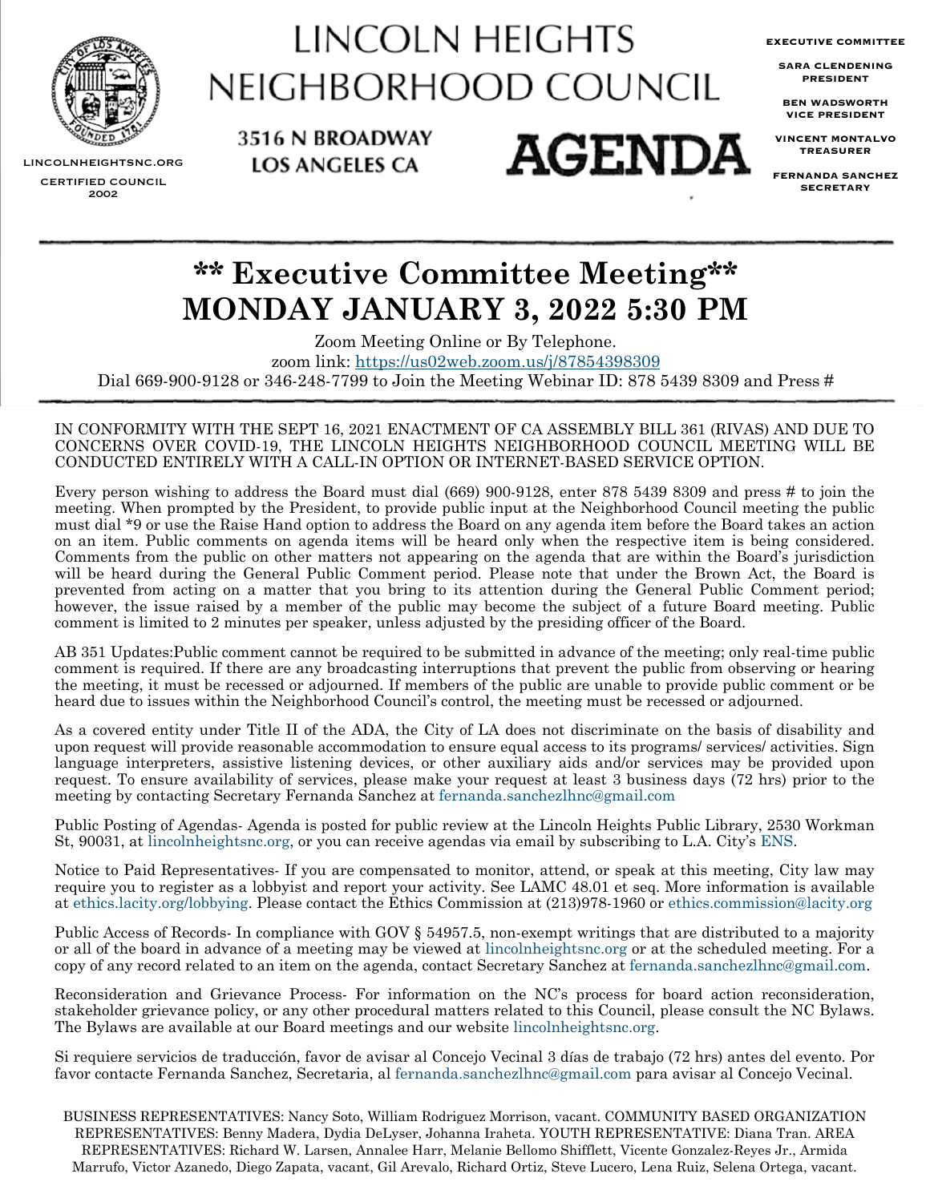LINCOLNHEIGHTSNC.ORG

CERTIFIED COUNCIL 2002

# LINCOLN HEIGHTS NEIGHBORHOOD COUNCIL

3516 N BROADWAY
LOS ANGELES CA

# AGENDA

**EXECUTIVE COMMITTEE**

**SARA CLENDENING**
**PRESIDENT**

**BEN WADSWORTH**
**VICE PRESIDENT**

**VINCENT MONTALVO**
**TREASURER**

**FERNANDA SANCHEZ**
**SECRETARY**

---

## ** Executive Committee Meeting**
## MONDAY JANUARY 3, 2022 5:30 PM

Zoom Meeting Online or By Telephone.
zoom link: https://us02web.zoom.us/j/87854398309
Dial 669-900-9128 or 346-248-7799 to Join the Meeting Webinar ID: 878 5439 8309 and Press #

---

IN CONFORMITY WITH THE SEPT 16, 2021 ENACTMENT OF CA ASSEMBLY BILL 361 (RIVAS) AND DUE TO CONCERNS OVER COVID-19, THE LINCOLN HEIGHTS NEIGHBORHOOD COUNCIL MEETING WILL BE CONDUCTED ENTIRELY WITH A CALL-IN OPTION OR INTERNET-BASED SERVICE OPTION.

Every person wishing to address the Board must dial (669) 900-9128, enter 878 5439 8309 and press # to join the meeting. When prompted by the President, to provide public input at the Neighborhood Council meeting the public must dial *9 or use the Raise Hand option to address the Board on any agenda item before the Board takes an action on an item. Public comments on agenda items will be heard only when the respective item is being considered. Comments from the public on other matters not appearing on the agenda that are within the Board's jurisdiction will be heard during the General Public Comment period. Please note that under the Brown Act, the Board is prevented from acting on a matter that you bring to its attention during the General Public Comment period; however, the issue raised by a member of the public may become the subject of a future Board meeting. Public comment is limited to 2 minutes per speaker, unless adjusted by the presiding officer of the Board.

AB 351 Updates:Public comment cannot be required to be submitted in advance of the meeting; only real-time public comment is required. If there are any broadcasting interruptions that prevent the public from observing or hearing the meeting, it must be recessed or adjourned. If members of the public are unable to provide public comment or be heard due to issues within the Neighborhood Council's control, the meeting must be recessed or adjourned.

As a covered entity under Title II of the ADA, the City of LA does not discriminate on the basis of disability and upon request will provide reasonable accommodation to ensure equal access to its programs/ services/ activities. Sign language interpreters, assistive listening devices, or other auxiliary aids and/or services may be provided upon request. To ensure availability of services, please make your request at least 3 business days (72 hrs) prior to the meeting by contacting Secretary Fernanda Sanchez at fernanda.sanchezlhnc@gmail.com

Public Posting of Agendas- Agenda is posted for public review at the Lincoln Heights Public Library, 2530 Workman St, 90031, at lincolnheightsnc.org, or you can receive agendas via email by subscribing to L.A. City's ENS.

Notice to Paid Representatives- If you are compensated to monitor, attend, or speak at this meeting, City law may require you to register as a lobbyist and report your activity. See LAMC 48.01 et seq. More information is available at ethics.lacity.org/lobbying. Please contact the Ethics Commission at (213)978-1960 or ethics.commission@lacity.org

Public Access of Records- In compliance with GOV § 54957.5, non-exempt writings that are distributed to a majority or all of the board in advance of a meeting may be viewed at lincolnheightsnc.org or at the scheduled meeting. For a copy of any record related to an item on the agenda, contact Secretary Sanchez at fernanda.sanchezlhnc@gmail.com.

Reconsideration and Grievance Process- For information on the NC's process for board action reconsideration, stakeholder grievance policy, or any other procedural matters related to this Council, please consult the NC Bylaws. The Bylaws are available at our Board meetings and our website lincolnheightsnc.org.

Si requiere servicios de traducción, favor de avisar al Concejo Vecinal 3 días de trabajo (72 hrs) antes del evento. Por favor contacte Fernanda Sanchez, Secretaria, al fernanda.sanchezlhnc@gmail.com para avisar al Concejo Vecinal.

BUSINESS REPRESENTATIVES: Nancy Soto, William Rodriguez Morrison, vacant. COMMUNITY BASED ORGANIZATION REPRESENTATIVES: Benny Madera, Dydia DeLyser, Johanna Iraheta. YOUTH REPRESENTATIVE: Diana Tran. AREA REPRESENTATIVES: Richard W. Larsen, Annalee Harr, Melanie Bellomo Shifflett, Vicente Gonzalez-Reyes Jr., Armida Marrufo, Victor Azanedo, Diego Zapata, vacant, Gil Arevalo, Richard Ortiz, Steve Lucero, Lena Ruiz, Selena Ortega, vacant.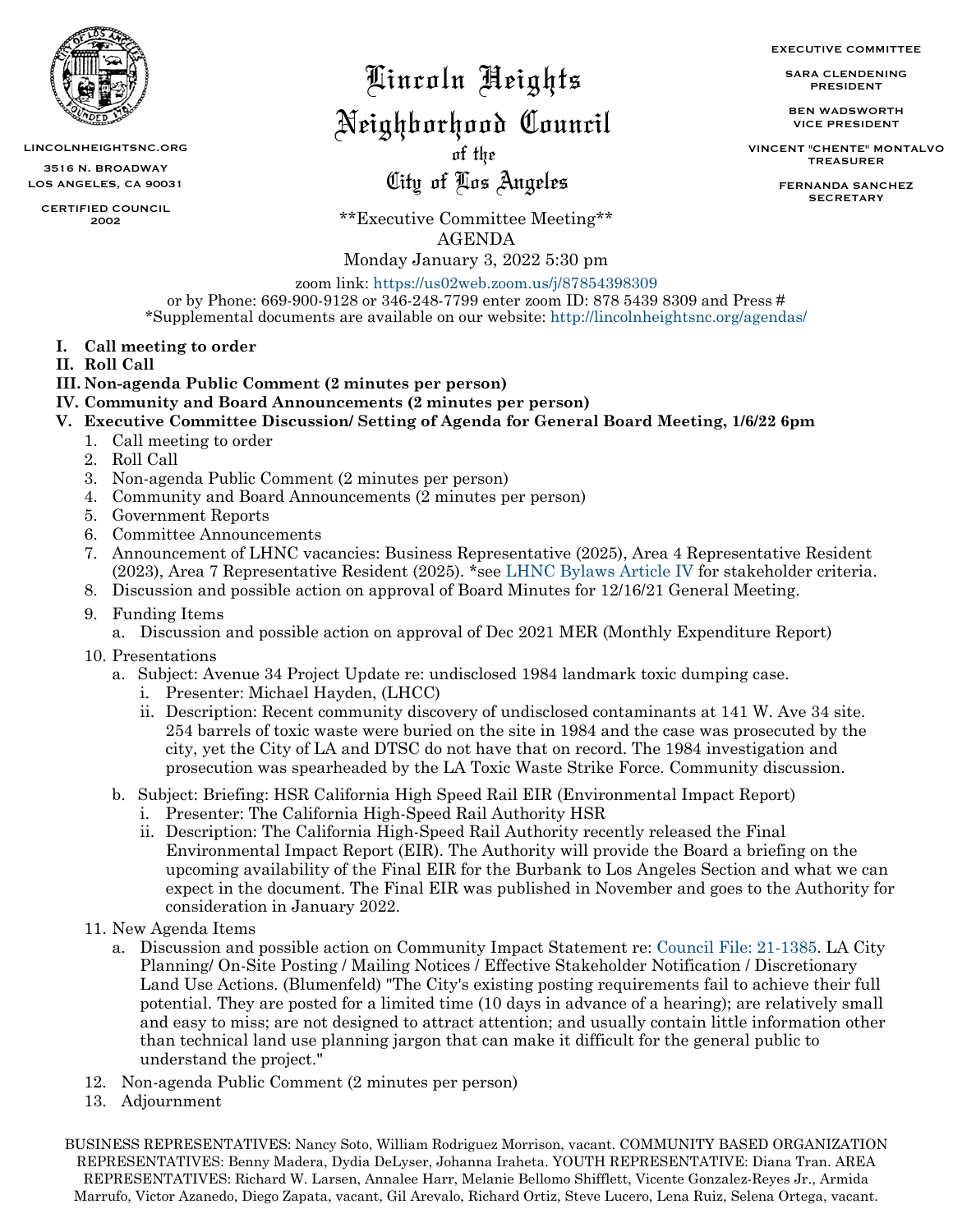LINCOLNHEIGHTSNC.ORG

3516 N. BROADWAY
LOS ANGELES, CA 90031

CERTIFIED COUNCIL
2002

# Lincoln Heights Neighborhood Council of the City of Los Angeles

EXECUTIVE COMMITTEE

SARA CLENDENING
PRESIDENT

BEN WADSWORTH
VICE PRESIDENT

VINCENT "CHENTE" MONTALVO
TREASURER

FERNANDA SANCHEZ
SECRETARY

**Executive Committee Meeting**
AGENDA
Monday January 3, 2022 5:30 pm

zoom link: https://us02web.zoom.us/j/87854398309
or by Phone: 669-900-9128 or 346-248-7799 enter zoom ID: 878 5439 8309 and Press #
*Supplemental documents are available on our website: http://lincolnheightsnc.org/agendas/

**I. Call meeting to order**
**II. Roll Call**
**III. Non-agenda Public Comment (2 minutes per person)**
**IV. Community and Board Announcements (2 minutes per person)**
**V. Executive Committee Discussion/ Setting of Agenda for General Board Meeting, 1/6/22 6pm**

1. Call meeting to order
2. Roll Call
3. Non-agenda Public Comment (2 minutes per person)
4. Community and Board Announcements (2 minutes per person)
5. Government Reports
6. Committee Announcements
7. Announcement of LHNC vacancies: Business Representative (2025), Area 4 Representative Resident (2023), Area 7 Representative Resident (2025). *see LHNC Bylaws Article IV for stakeholder criteria.
8. Discussion and possible action on approval of Board Minutes for 12/16/21 General Meeting.
9. Funding Items
   a. Discussion and possible action on approval of Dec 2021 MER (Monthly Expenditure Report)
10. Presentations
    a. Subject: Avenue 34 Project Update re: undisclosed 1984 landmark toxic dumping case.
       i. Presenter: Michael Hayden, (LHCC)
       ii. Description: Recent community discovery of undisclosed contaminants at 141 W. Ave 34 site. 254 barrels of toxic waste were buried on the site in 1984 and the case was prosecuted by the city, yet the City of LA and DTSC do not have that on record. The 1984 investigation and prosecution was spearheaded by the LA Toxic Waste Strike Force. Community discussion.
    b. Subject: Briefing: HSR California High Speed Rail EIR (Environmental Impact Report)
       i. Presenter: The California High-Speed Rail Authority HSR
       ii. Description: The California High-Speed Rail Authority recently released the Final Environmental Impact Report (EIR). The Authority will provide the Board a briefing on the upcoming availability of the Final EIR for the Burbank to Los Angeles Section and what we can expect in the document. The Final EIR was published in November and goes to the Authority for consideration in January 2022.
11. New Agenda Items
    a. Discussion and possible action on Community Impact Statement re: Council File: 21-1385. LA City Planning/ On-Site Posting / Mailing Notices / Effective Stakeholder Notification / Discretionary Land Use Actions. (Blumenfeld) "The City's existing posting requirements fail to achieve their full potential. They are posted for a limited time (10 days in advance of a hearing); are relatively small and easy to miss; are not designed to attract attention; and usually contain little information other than technical land use planning jargon that can make it difficult for the general public to understand the project."
12. Non-agenda Public Comment (2 minutes per person)
13. Adjournment

BUSINESS REPRESENTATIVES: Nancy Soto, William Rodriguez Morrison, vacant. COMMUNITY BASED ORGANIZATION REPRESENTATIVES: Benny Madera, Dydia DeLyser, Johanna Iraheta. YOUTH REPRESENTATIVE: Diana Tran. AREA REPRESENTATIVES: Richard W. Larsen, Annalee Harr, Melanie Bellomo Shifflett, Vicente Gonzalez-Reyes Jr., Armida Marrufo, Victor Azanedo, Diego Zapata, vacant, Gil Arevalo, Richard Ortiz, Steve Lucero, Lena Ruiz, Selena Ortega, vacant.